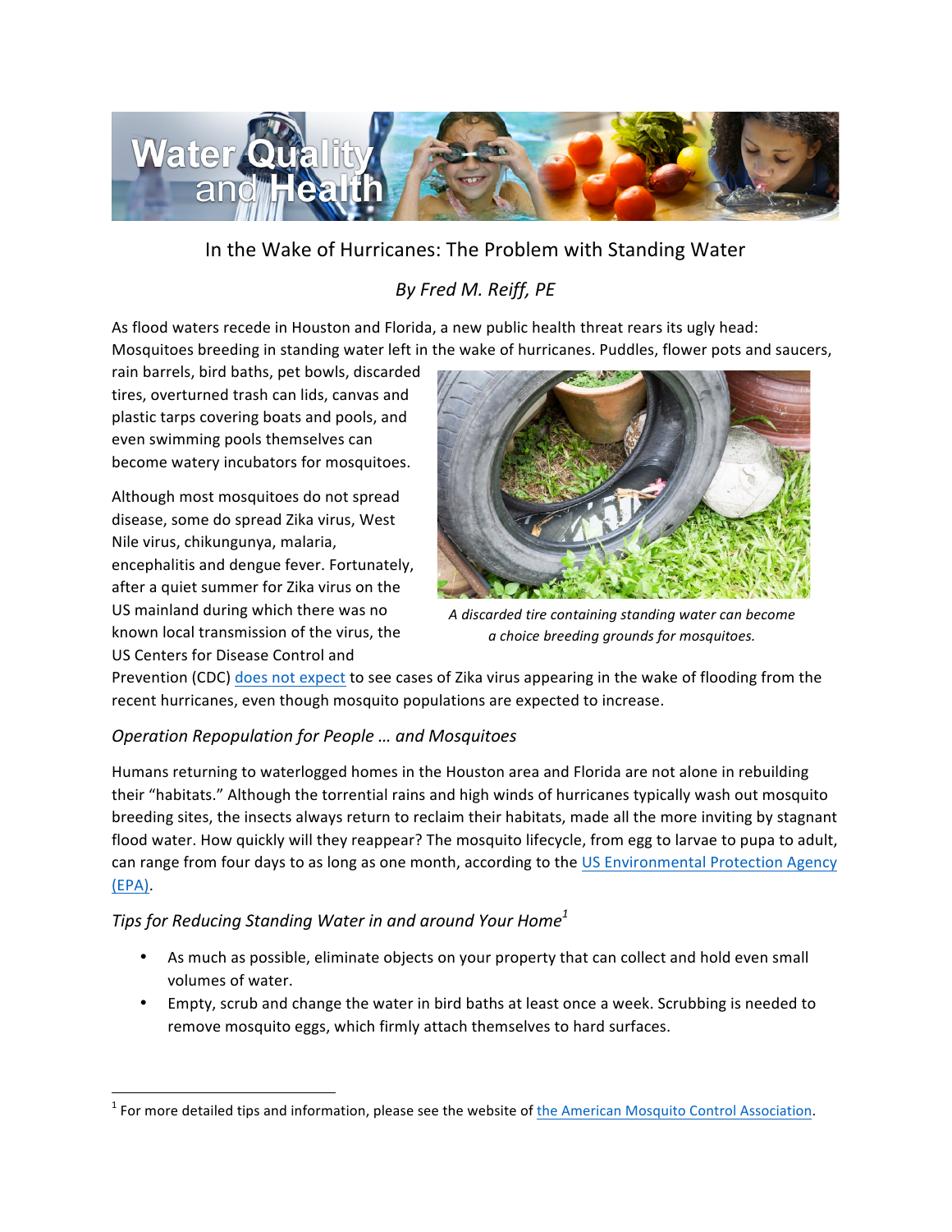# In the Wake of Hurricanes: The Problem with Standing Water

*By Fred M. Reiff, PE*

As flood waters recede in Houston and Florida, a new public health threat rears its ugly head: Mosquitoes breeding in standing water left in the wake of hurricanes. Puddles, flower pots and saucers, rain barrels, bird baths, pet bowls, discarded tires, overturned trash can lids, canvas and plastic tarps covering boats and pools, and even swimming pools themselves can become watery incubators for mosquitoes.

*A discarded tire containing standing water can become a choice breeding grounds for mosquitoes.*

Although most mosquitoes do not spread disease, some do spread Zika virus, West Nile virus, chikungunya, malaria, encephalitis and dengue fever. Fortunately, after a quiet summer for Zika virus on the US mainland during which there was no known local transmission of the virus, the US Centers for Disease Control and Prevention (CDC) does not expect to see cases of Zika virus appearing in the wake of flooding from the recent hurricanes, even though mosquito populations are expected to increase.

## *Operation Repopulation for People … and Mosquitoes*

Humans returning to waterlogged homes in the Houston area and Florida are not alone in rebuilding their "habitats." Although the torrential rains and high winds of hurricanes typically wash out mosquito breeding sites, the insects always return to reclaim their habitats, made all the more inviting by stagnant flood water. How quickly will they reappear? The mosquito lifecycle, from egg to larvae to pupa to adult, can range from four days to as long as one month, according to the US Environmental Protection Agency (EPA).

## *Tips for Reducing Standing Water in and around Your Home*[1]

- As much as possible, eliminate objects on your property that can collect and hold even small volumes of water.
- Empty, scrub and change the water in bird baths at least once a week. Scrubbing is needed to remove mosquito eggs, which firmly attach themselves to hard surfaces.

[1] For more detailed tips and information, please see the website of the American Mosquito Control Association.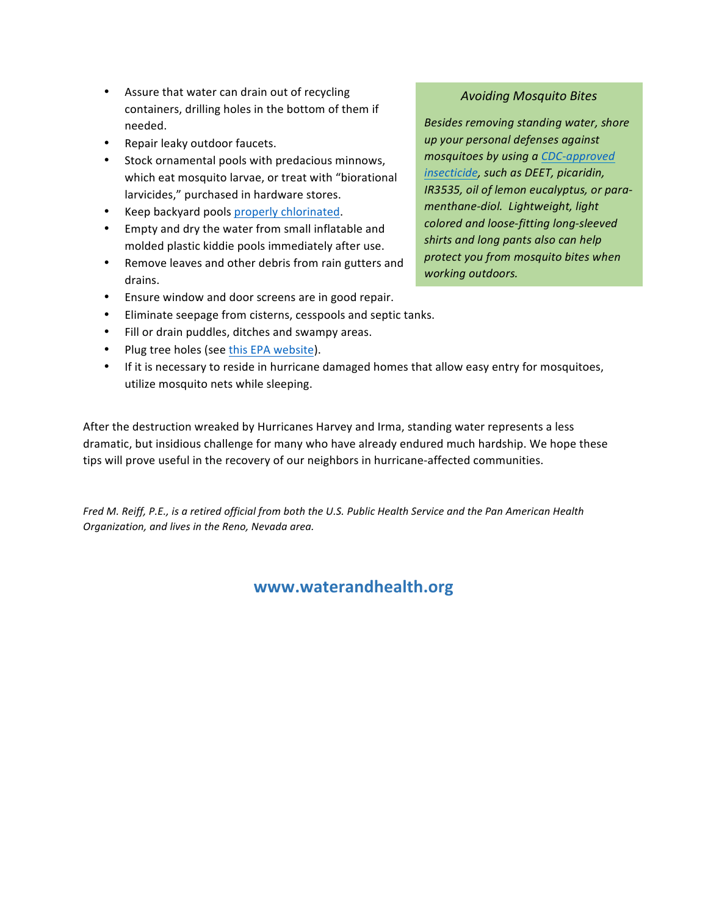- Assure that water can drain out of recycling containers, drilling holes in the bottom of them if needed.
- Repair leaky outdoor faucets.
- Stock ornamental pools with predacious minnows, which eat mosquito larvae, or treat with "biorational larvicides," purchased in hardware stores.
- Keep backyard pools properly chlorinated.
- Empty and dry the water from small inflatable and molded plastic kiddie pools immediately after use.
- Remove leaves and other debris from rain gutters and drains.
- Ensure window and door screens are in good repair.
- Eliminate seepage from cisterns, cesspools and septic tanks.
- Fill or drain puddles, ditches and swampy areas.
- Plug tree holes (see this EPA website).
- If it is necessary to reside in hurricane damaged homes that allow easy entry for mosquitoes, utilize mosquito nets while sleeping.

*Avoiding Mosquito Bites*

*Besides removing standing water, shore up your personal defenses against mosquitoes by using a CDC-approved insecticide, such as DEET, picaridin, IR3535, oil of lemon eucalyptus, or para-menthane-diol. Lightweight, light colored and loose-fitting long-sleeved shirts and long pants also can help protect you from mosquito bites when working outdoors.*

After the destruction wreaked by Hurricanes Harvey and Irma, standing water represents a less dramatic, but insidious challenge for many who have already endured much hardship. We hope these tips will prove useful in the recovery of our neighbors in hurricane-affected communities.

*Fred M. Reiff, P.E., is a retired official from both the U.S. Public Health Service and the Pan American Health Organization, and lives in the Reno, Nevada area.*

**www.waterandhealth.org**